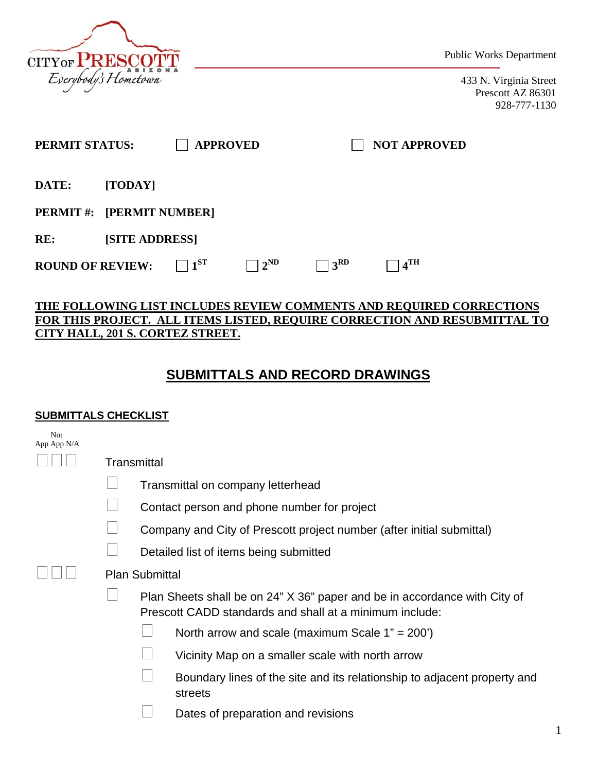CITY OF PRESCOTT ARIZONA
*Everybody's Hometown*

Public Works Department

433 N. Virginia Street
Prescott AZ 86301
928-777-1130

**PERMIT STATUS:** ☐ **APPROVED** ☐ **NOT APPROVED**

**DATE:** **[TODAY]**

**PERMIT #:** **[PERMIT NUMBER]**

**RE:** **[SITE ADDRESS]**

**ROUND OF REVIEW:** ☐ **1ST** ☐ **2ND** ☐ **3RD** ☐ **4TH**

**THE FOLLOWING LIST INCLUDES REVIEW COMMENTS AND REQUIRED CORRECTIONS FOR THIS PROJECT. ALL ITEMS LISTED, REQUIRE CORRECTION AND RESUBMITTAL TO CITY HALL, 201 S. CORTEZ STREET.**

# SUBMITTALS AND RECORD DRAWINGS

## SUBMITTALS CHECKLIST

App / Not App / N/A

☐ ☐ ☐ Transmittal

- ☐ Transmittal on company letterhead
- ☐ Contact person and phone number for project
- ☐ Company and City of Prescott project number (after initial submittal)
- ☐ Detailed list of items being submitted

☐ ☐ ☐ Plan Submittal

- ☐ Plan Sheets shall be on 24” X 36” paper and be in accordance with City of Prescott CADD standards and shall at a minimum include:
  - ☐ North arrow and scale (maximum Scale 1” = 200’)
  - ☐ Vicinity Map on a smaller scale with north arrow
  - ☐ Boundary lines of the site and its relationship to adjacent property and streets
  - ☐ Dates of preparation and revisions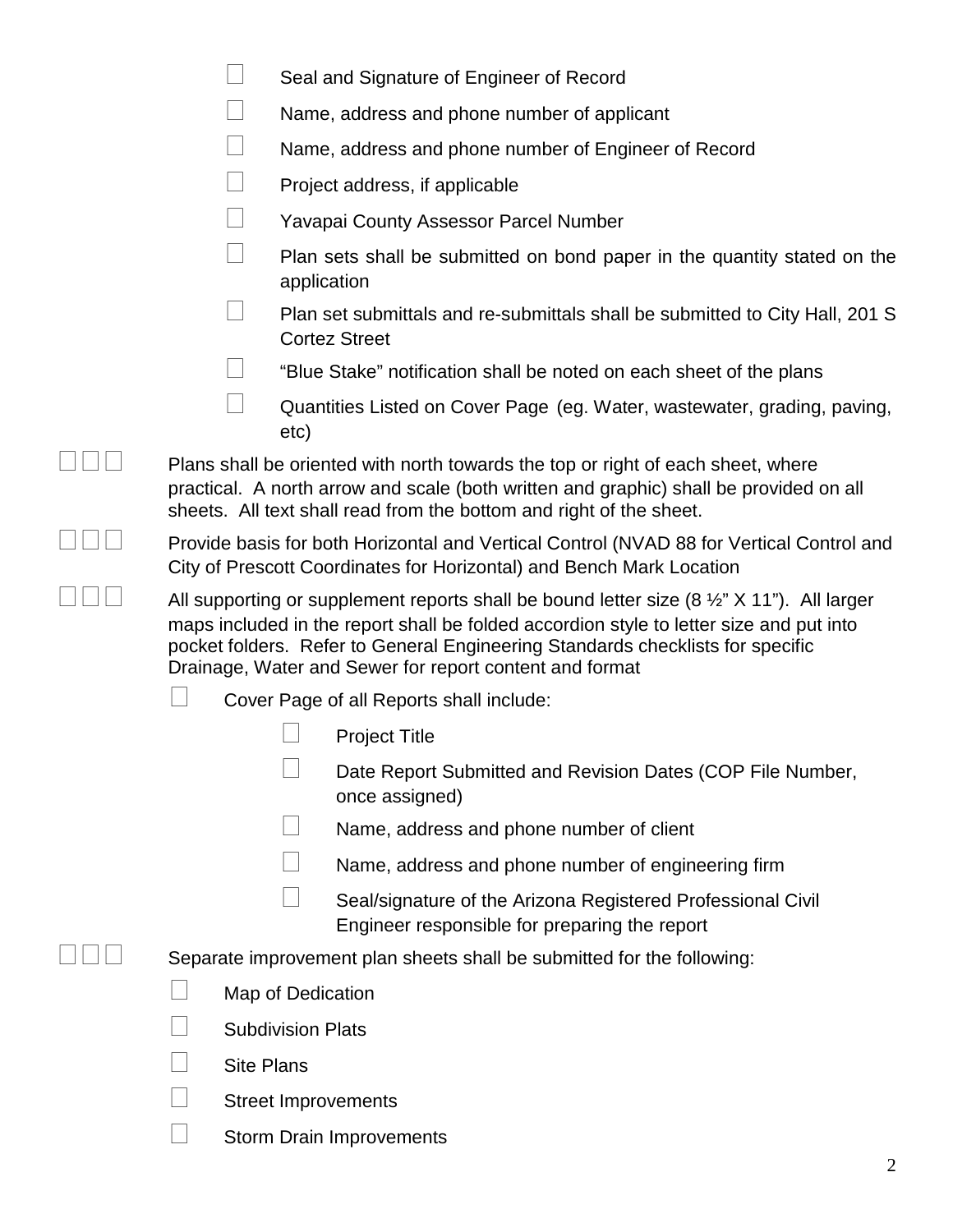- ☐ Seal and Signature of Engineer of Record
- ☐ Name, address and phone number of applicant
- ☐ Name, address and phone number of Engineer of Record
- ☐ Project address, if applicable
- ☐ Yavapai County Assessor Parcel Number
- ☐ Plan sets shall be submitted on bond paper in the quantity stated on the application
- ☐ Plan set submittals and re-submittals shall be submitted to City Hall, 201 S Cortez Street
- ☐ "Blue Stake" notification shall be noted on each sheet of the plans
- ☐ Quantities Listed on Cover Page (eg. Water, wastewater, grading, paving, etc)

☐ ☐ ☐ Plans shall be oriented with north towards the top or right of each sheet, where practical. A north arrow and scale (both written and graphic) shall be provided on all sheets. All text shall read from the bottom and right of the sheet.

☐ ☐ ☐ Provide basis for both Horizontal and Vertical Control (NVAD 88 for Vertical Control and City of Prescott Coordinates for Horizontal) and Bench Mark Location

☐ ☐ ☐ All supporting or supplement reports shall be bound letter size (8 ½" X 11"). All larger maps included in the report shall be folded accordion style to letter size and put into pocket folders. Refer to General Engineering Standards checklists for specific Drainage, Water and Sewer for report content and format

- ☐ Cover Page of all Reports shall include:
  - ☐ Project Title
  - ☐ Date Report Submitted and Revision Dates (COP File Number, once assigned)
  - ☐ Name, address and phone number of client
  - ☐ Name, address and phone number of engineering firm
  - ☐ Seal/signature of the Arizona Registered Professional Civil Engineer responsible for preparing the report

☐ ☐ ☐ Separate improvement plan sheets shall be submitted for the following:

- ☐ Map of Dedication
- ☐ Subdivision Plats
- ☐ Site Plans
- ☐ Street Improvements
- ☐ Storm Drain Improvements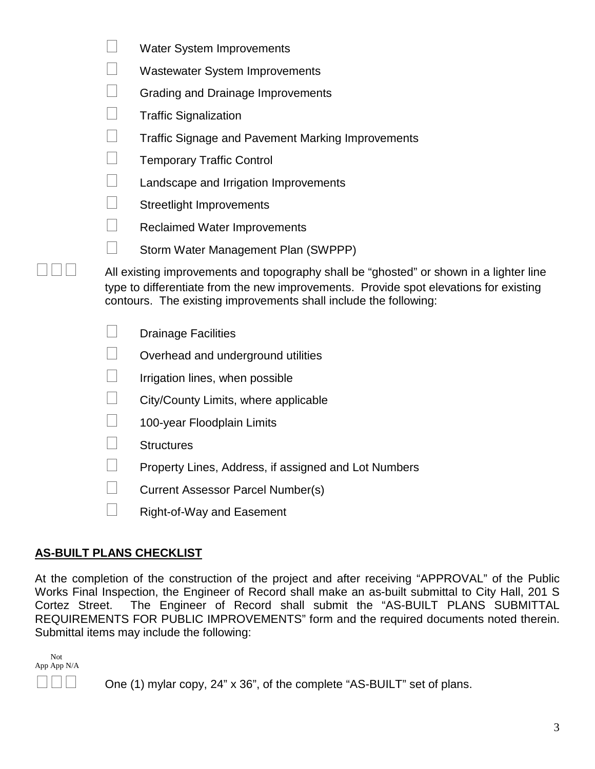- ☐ Water System Improvements
- ☐ Wastewater System Improvements
- ☐ Grading and Drainage Improvements
- ☐ Traffic Signalization
- ☐ Traffic Signage and Pavement Marking Improvements
- ☐ Temporary Traffic Control
- ☐ Landscape and Irrigation Improvements
- ☐ Streetlight Improvements
- ☐ Reclaimed Water Improvements
- ☐ Storm Water Management Plan (SWPPP)

☐ ☐ ☐ All existing improvements and topography shall be "ghosted" or shown in a lighter line type to differentiate from the new improvements. Provide spot elevations for existing contours. The existing improvements shall include the following:

- ☐ Drainage Facilities
- ☐ Overhead and underground utilities
- ☐ Irrigation lines, when possible
- ☐ City/County Limits, where applicable
- ☐ 100-year Floodplain Limits
- ☐ Structures
- ☐ Property Lines, Address, if assigned and Lot Numbers
- ☐ Current Assessor Parcel Number(s)
- ☐ Right-of-Way and Easement

## AS-BUILT PLANS CHECKLIST

At the completion of the construction of the project and after receiving "APPROVAL" of the Public Works Final Inspection, the Engineer of Record shall make an as-built submittal to City Hall, 201 S Cortez Street. The Engineer of Record shall submit the "AS-BUILT PLANS SUBMITTAL REQUIREMENTS FOR PUBLIC IMPROVEMENTS" form and the required documents noted therein. Submittal items may include the following:

App Not App N/A

☐ ☐ ☐ One (1) mylar copy, 24" x 36", of the complete "AS-BUILT" set of plans.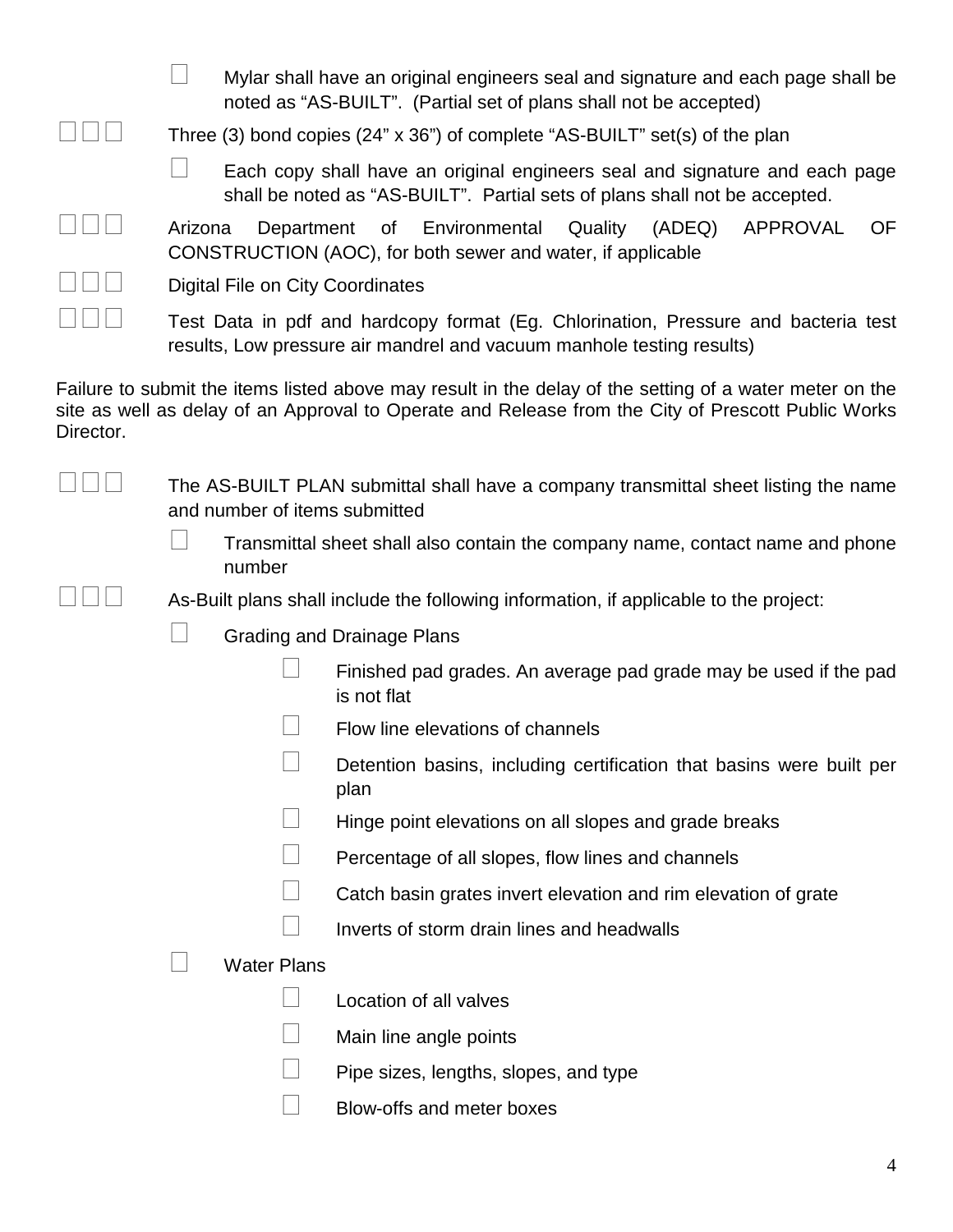- ☐ Mylar shall have an original engineers seal and signature and each page shall be noted as "AS-BUILT". (Partial set of plans shall not be accepted)

☐☐☐ Three (3) bond copies (24" x 36") of complete "AS-BUILT" set(s) of the plan

- ☐ Each copy shall have an original engineers seal and signature and each page shall be noted as "AS-BUILT". Partial sets of plans shall not be accepted.

☐☐☐ Arizona Department of Environmental Quality (ADEQ) APPROVAL OF CONSTRUCTION (AOC), for both sewer and water, if applicable

☐☐☐ Digital File on City Coordinates

☐☐☐ Test Data in pdf and hardcopy format (Eg. Chlorination, Pressure and bacteria test results, Low pressure air mandrel and vacuum manhole testing results)

Failure to submit the items listed above may result in the delay of the setting of a water meter on the site as well as delay of an Approval to Operate and Release from the City of Prescott Public Works Director.

☐☐☐ The AS-BUILT PLAN submittal shall have a company transmittal sheet listing the name and number of items submitted

- ☐ Transmittal sheet shall also contain the company name, contact name and phone number

☐☐☐ As-Built plans shall include the following information, if applicable to the project:

- ☐ Grading and Drainage Plans
    - ☐ Finished pad grades. An average pad grade may be used if the pad is not flat
    - ☐ Flow line elevations of channels
    - ☐ Detention basins, including certification that basins were built per plan
    - ☐ Hinge point elevations on all slopes and grade breaks
    - ☐ Percentage of all slopes, flow lines and channels
    - ☐ Catch basin grates invert elevation and rim elevation of grate
    - ☐ Inverts of storm drain lines and headwalls
- ☐ Water Plans
    - ☐ Location of all valves
    - ☐ Main line angle points
    - ☐ Pipe sizes, lengths, slopes, and type
    - ☐ Blow-offs and meter boxes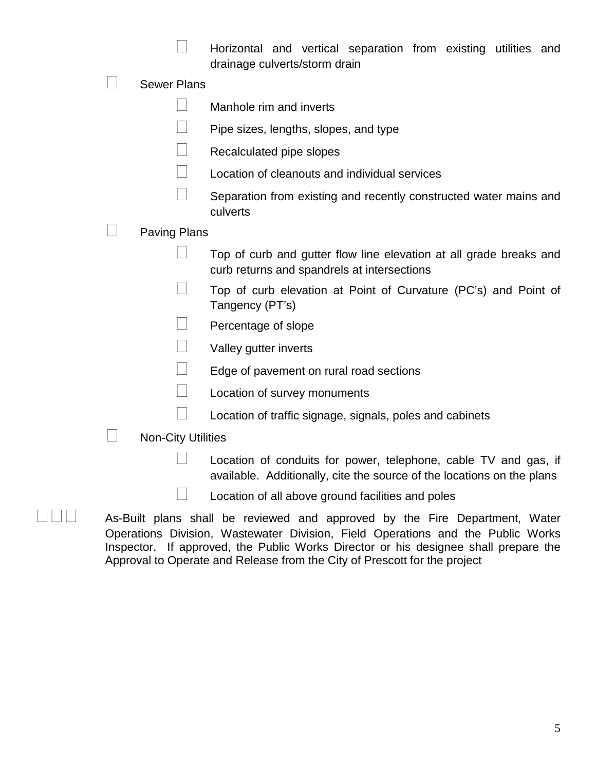- [ ] Horizontal and vertical separation from existing utilities and drainage culverts/storm drain

- [ ] Sewer Plans
  - [ ] Manhole rim and inverts
  - [ ] Pipe sizes, lengths, slopes, and type
  - [ ] Recalculated pipe slopes
  - [ ] Location of cleanouts and individual services
  - [ ] Separation from existing and recently constructed water mains and culverts

- [ ] Paving Plans
  - [ ] Top of curb and gutter flow line elevation at all grade breaks and curb returns and spandrels at intersections
  - [ ] Top of curb elevation at Point of Curvature (PC's) and Point of Tangency (PT's)
  - [ ] Percentage of slope
  - [ ] Valley gutter inverts
  - [ ] Edge of pavement on rural road sections
  - [ ] Location of survey monuments
  - [ ] Location of traffic signage, signals, poles and cabinets

- [ ] Non-City Utilities
  - [ ] Location of conduits for power, telephone, cable TV and gas, if available. Additionally, cite the source of the locations on the plans
  - [ ] Location of all above ground facilities and poles

☐ ☐ ☐ As-Built plans shall be reviewed and approved by the Fire Department, Water Operations Division, Wastewater Division, Field Operations and the Public Works Inspector. If approved, the Public Works Director or his designee shall prepare the Approval to Operate and Release from the City of Prescott for the project